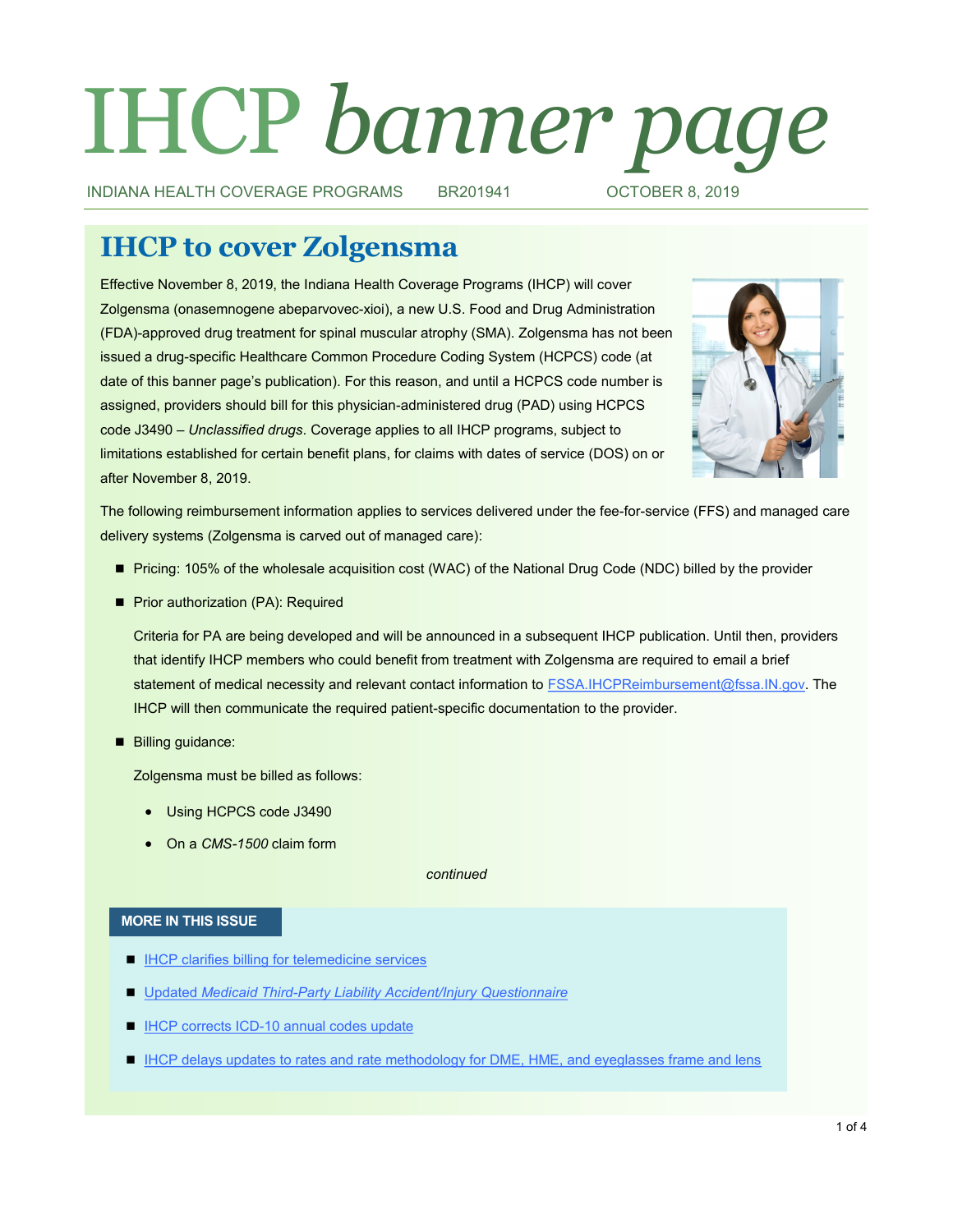# IHCP *banner page*

INDIANA HEALTH COVERAGE PROGRAMS BR201941 OCTOBER 8, 2019

## IHCP to cover Zolgensma

Effective November 8, 2019, the Indiana Health Coverage Programs (IHCP) will cover Zolgensma (onasemnogene abeparvovec-xioi), a new U.S. Food and Drug Administration (FDA)-approved drug treatment for spinal muscular atrophy (SMA). Zolgensma has not been issued a drug-specific Healthcare Common Procedure Coding System (HCPCS) code (at date of this banner page's publication). For this reason, and until a HCPCS code number is assigned, providers should bill for this physician-administered drug (PAD) using HCPCS code J3490 – *Unclassified drugs*. Coverage applies to all IHCP programs, subject to limitations established for certain benefit plans, for claims with dates of service (DOS) on or after November 8, 2019.

The following reimbursement information applies to services delivered under the fee-for-service (FFS) and managed care delivery systems (Zolgensma is carved out of managed care):

- Pricing: 105% of the wholesale acquisition cost (WAC) of the National Drug Code (NDC) billed by the provider
- Prior authorization (PA): Required

  Criteria for PA are being developed and will be announced in a subsequent IHCP publication. Until then, providers that identify IHCP members who could benefit from treatment with Zolgensma are required to email a brief statement of medical necessity and relevant contact information to FSSA.IHCPReimbursement@fssa.IN.gov. The IHCP will then communicate the required patient-specific documentation to the provider.

- Billing guidance:

  Zolgensma must be billed as follows:

  - Using HCPCS code J3490
  - On a *CMS-1500* claim form

*continued*

**MORE IN THIS ISSUE**

- IHCP clarifies billing for telemedicine services
- Updated *Medicaid Third-Party Liability Accident/Injury Questionnaire*
- IHCP corrects ICD-10 annual codes update
- IHCP delays updates to rates and rate methodology for DME, HME, and eyeglasses frame and lens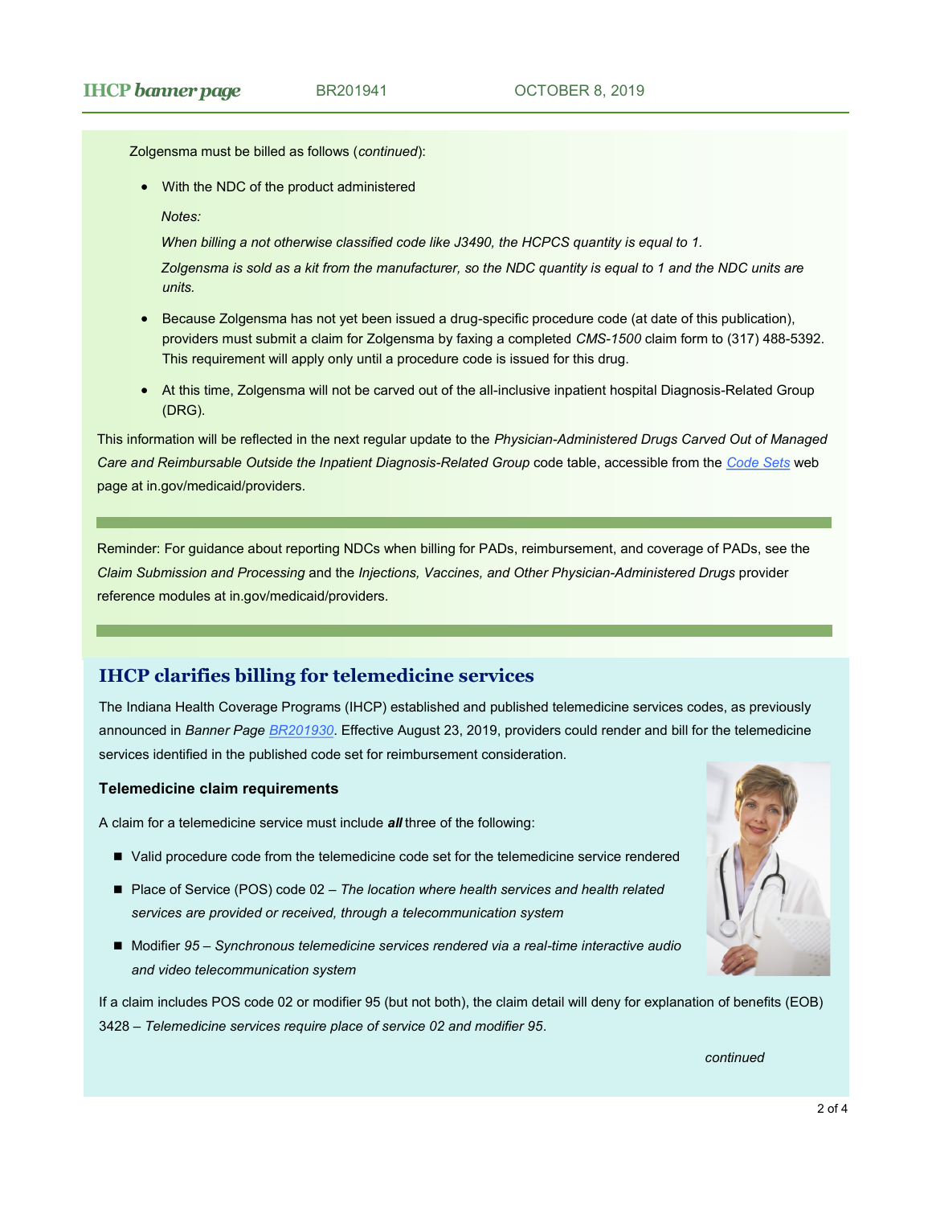Zolgensma must be billed as follows (*continued*):

- With the NDC of the product administered

  *Notes:*

  *When billing a not otherwise classified code like J3490, the HCPCS quantity is equal to 1.*

  *Zolgensma is sold as a kit from the manufacturer, so the NDC quantity is equal to 1 and the NDC units are units.*

- Because Zolgensma has not yet been issued a drug-specific procedure code (at date of this publication), providers must submit a claim for Zolgensma by faxing a completed *CMS-1500* claim form to (317) 488-5392. This requirement will apply only until a procedure code is issued for this drug.

- At this time, Zolgensma will not be carved out of the all-inclusive inpatient hospital Diagnosis-Related Group (DRG).

This information will be reflected in the next regular update to the *Physician-Administered Drugs Carved Out of Managed Care and Reimbursable Outside the Inpatient Diagnosis-Related Group* code table, accessible from the [Code Sets](#) web page at in.gov/medicaid/providers.

---

Reminder: For guidance about reporting NDCs when billing for PADs, reimbursement, and coverage of PADs, see the *Claim Submission and Processing* and the *Injections, Vaccines, and Other Physician-Administered Drugs* provider reference modules at in.gov/medicaid/providers.

---

## IHCP clarifies billing for telemedicine services

The Indiana Health Coverage Programs (IHCP) established and published telemedicine services codes, as previously announced in *Banner Page* [BR201930](#). Effective August 23, 2019, providers could render and bill for the telemedicine services identified in the published code set for reimbursement consideration.

### Telemedicine claim requirements

A claim for a telemedicine service must include ***all*** three of the following:

- Valid procedure code from the telemedicine code set for the telemedicine service rendered
- Place of Service (POS) code 02 – *The location where health services and health related services are provided or received, through a telecommunication system*
- Modifier *95 – Synchronous telemedicine services rendered via a real-time interactive audio and video telecommunication system*

If a claim includes POS code 02 or modifier 95 (but not both), the claim detail will deny for explanation of benefits (EOB) 3428 – *Telemedicine services require place of service 02 and modifier 95*.

*continued*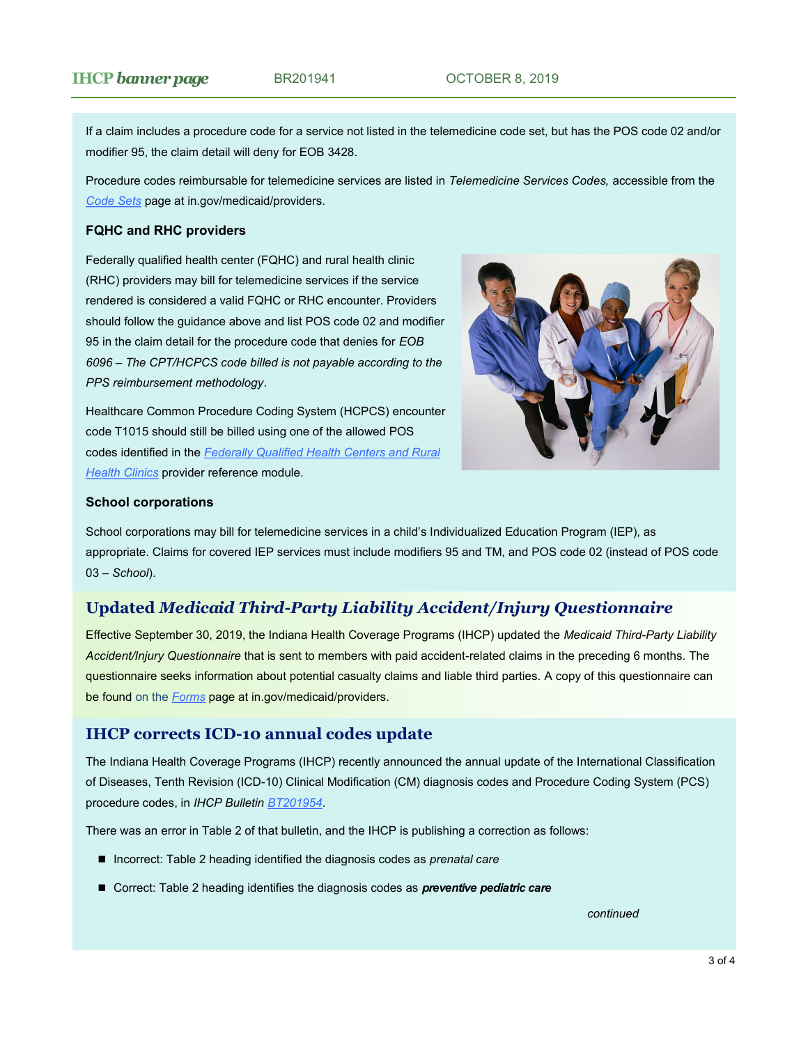If a claim includes a procedure code for a service not listed in the telemedicine code set, but has the POS code 02 and/or modifier 95, the claim detail will deny for EOB 3428.

Procedure codes reimbursable for telemedicine services are listed in *Telemedicine Services Codes,* accessible from the Code Sets page at in.gov/medicaid/providers.

### FQHC and RHC providers

Federally qualified health center (FQHC) and rural health clinic (RHC) providers may bill for telemedicine services if the service rendered is considered a valid FQHC or RHC encounter. Providers should follow the guidance above and list POS code 02 and modifier 95 in the claim detail for the procedure code that denies for *EOB 6096 – The CPT/HCPCS code billed is not payable according to the PPS reimbursement methodology*.

Healthcare Common Procedure Coding System (HCPCS) encounter code T1015 should still be billed using one of the allowed POS codes identified in the *Federally Qualified Health Centers and Rural Health Clinics* provider reference module.

### School corporations

School corporations may bill for telemedicine services in a child's Individualized Education Program (IEP), as appropriate. Claims for covered IEP services must include modifiers 95 and TM, and POS code 02 (instead of POS code 03 – *School*).

## Updated *Medicaid Third-Party Liability Accident/Injury Questionnaire*

Effective September 30, 2019, the Indiana Health Coverage Programs (IHCP) updated the *Medicaid Third-Party Liability Accident/Injury Questionnaire* that is sent to members with paid accident-related claims in the preceding 6 months. The questionnaire seeks information about potential casualty claims and liable third parties. A copy of this questionnaire can be found on the Forms page at in.gov/medicaid/providers.

## IHCP corrects ICD-10 annual codes update

The Indiana Health Coverage Programs (IHCP) recently announced the annual update of the International Classification of Diseases, Tenth Revision (ICD-10) Clinical Modification (CM) diagnosis codes and Procedure Coding System (PCS) procedure codes, in *IHCP Bulletin* BT201954.

There was an error in Table 2 of that bulletin, and the IHCP is publishing a correction as follows:

- Incorrect: Table 2 heading identified the diagnosis codes as *prenatal care*
- Correct: Table 2 heading identifies the diagnosis codes as ***preventive pediatric care***

*continued*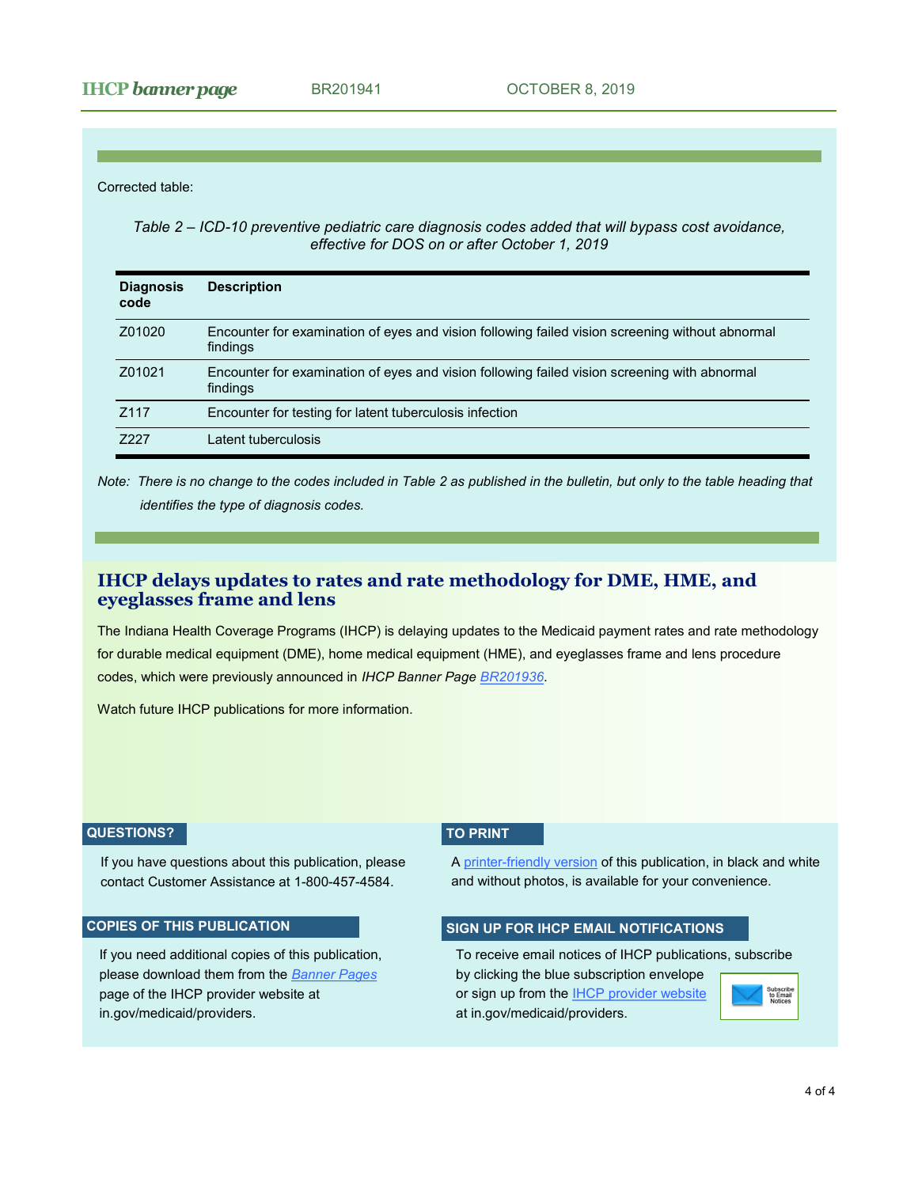Corrected table:

*Table 2 – ICD-10 preventive pediatric care diagnosis codes added that will bypass cost avoidance, effective for DOS on or after October 1, 2019*

| Diagnosis code | Description |
|---|---|
| Z01020 | Encounter for examination of eyes and vision following failed vision screening without abnormal findings |
| Z01021 | Encounter for examination of eyes and vision following failed vision screening with abnormal findings |
| Z117 | Encounter for testing for latent tuberculosis infection |
| Z227 | Latent tuberculosis |

*Note: There is no change to the codes included in Table 2 as published in the bulletin, but only to the table heading that identifies the type of diagnosis codes.*

## IHCP delays updates to rates and rate methodology for DME, HME, and eyeglasses frame and lens

The Indiana Health Coverage Programs (IHCP) is delaying updates to the Medicaid payment rates and rate methodology for durable medical equipment (DME), home medical equipment (HME), and eyeglasses frame and lens procedure codes, which were previously announced in *IHCP Banner Page BR201936*.

Watch future IHCP publications for more information.

### QUESTIONS?

If you have questions about this publication, please contact Customer Assistance at 1-800-457-4584.

### TO PRINT

A printer-friendly version of this publication, in black and white and without photos, is available for your convenience.

### COPIES OF THIS PUBLICATION

If you need additional copies of this publication, please download them from the *Banner Pages* page of the IHCP provider website at in.gov/medicaid/providers.

### SIGN UP FOR IHCP EMAIL NOTIFICATIONS

To receive email notices of IHCP publications, subscribe by clicking the blue subscription envelope or sign up from the IHCP provider website at in.gov/medicaid/providers.

Subscribe to Email Notices